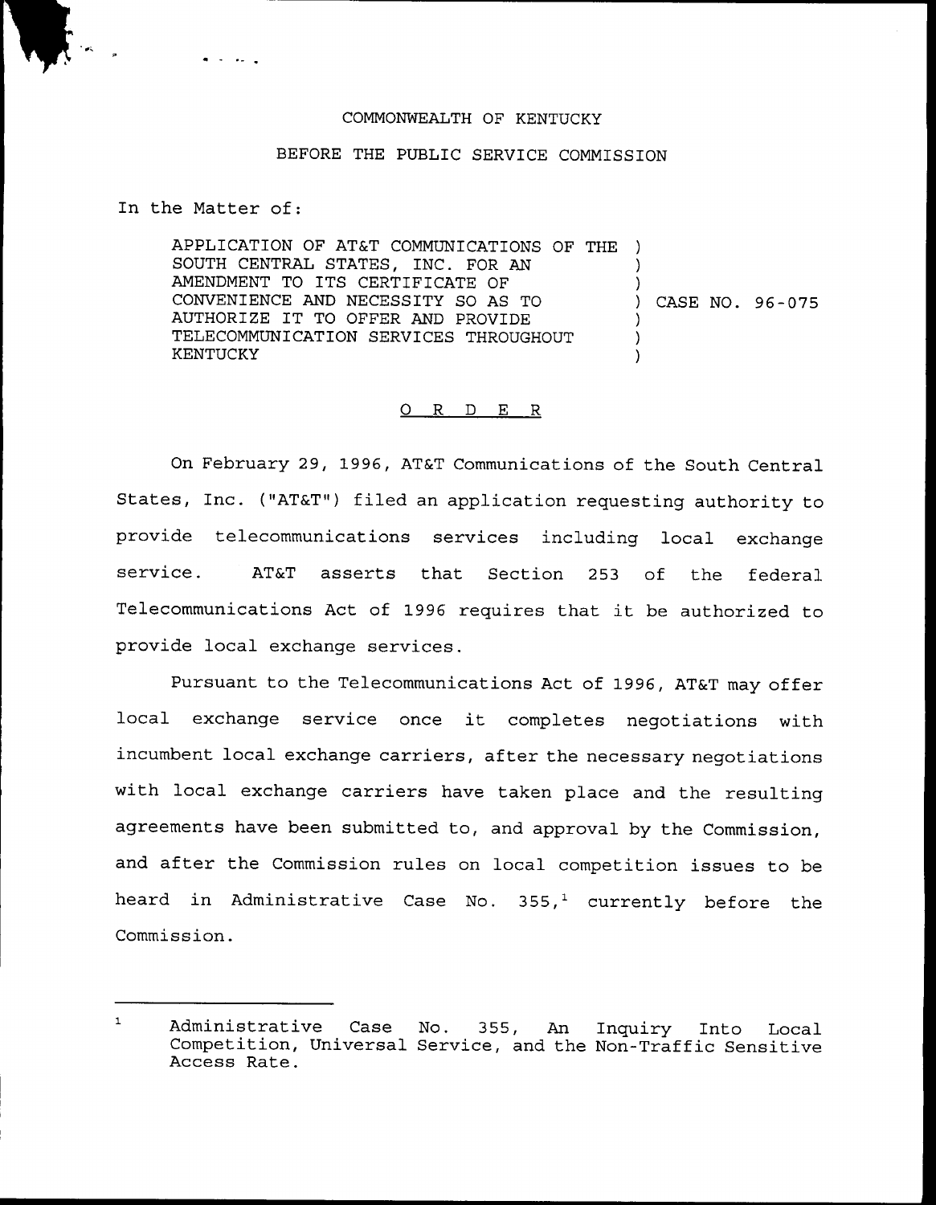COMMONWEALTH OF KENTUCKY

BEFORE THE PUBLIC SERVICE COMMISSION

In the Matter of:

APPLICATION OF AT&T COMMUNICATIONS OF THE SOUTH CENTRAL STATES, INC. FOR AN AMENDMENT TO ITS CERTIFICATE OF CONVENIENCE AND NECESSITY SO AS TO AUTHORIZE IT TO OFFER AND PROVIDE TELECOMMUNICATION SERVICES THROUGHOUT KENTUCKY ) CASE NO. 96-075

O R D E R

On February 29, 1996, AT&T Communications of the South Central States, Inc. ("AT&T") filed an application requesting authority to provide telecommunications services including local exchange service. AT&T asserts that Section 253 of the federal Telecommunications Act of 1996 requires that it be authorized to provide local exchange services.

Pursuant to the Telecommunications Act of 1996, AT&T may offer local exchange service once it completes negotiations with incumbent local exchange carriers, after the necessary negotiations with local exchange carriers have taken place and the resulting agreements have been submitted to, and approval by the Commission, and after the Commission rules on local competition issues to be heard in Administrative Case No. 355,[1] currently before the Commission.

[1] Administrative Case No. 355, An Inquiry Into Local Competition, Universal Service, and the Non-Traffic Sensitive Access Rate.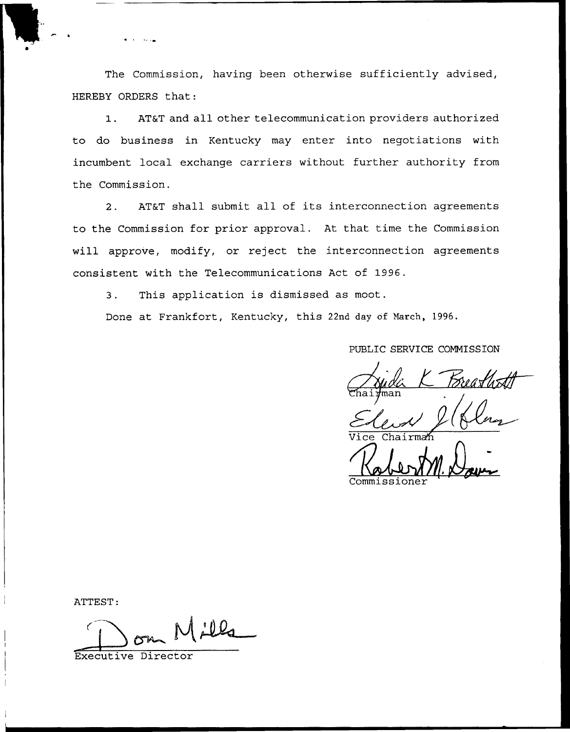The Commission, having been otherwise sufficiently advised, HEREBY ORDERS that:

1. AT&T and all other telecommunication providers authorized to do business in Kentucky may enter into negotiations with incumbent local exchange carriers without further authority from the Commission.

2. AT&T shall submit all of its interconnection agreements to the Commission for prior approval. At that time the Commission will approve, modify, or reject the interconnection agreements consistent with the Telecommunications Act of 1996.

3. This application is dismissed as moot.

Done at Frankfort, Kentucky, this 22nd day of March, 1996.

PUBLIC SERVICE COMMISSION

Chairman

Vice Chairman

Commissioner

ATTEST:

Executive Director